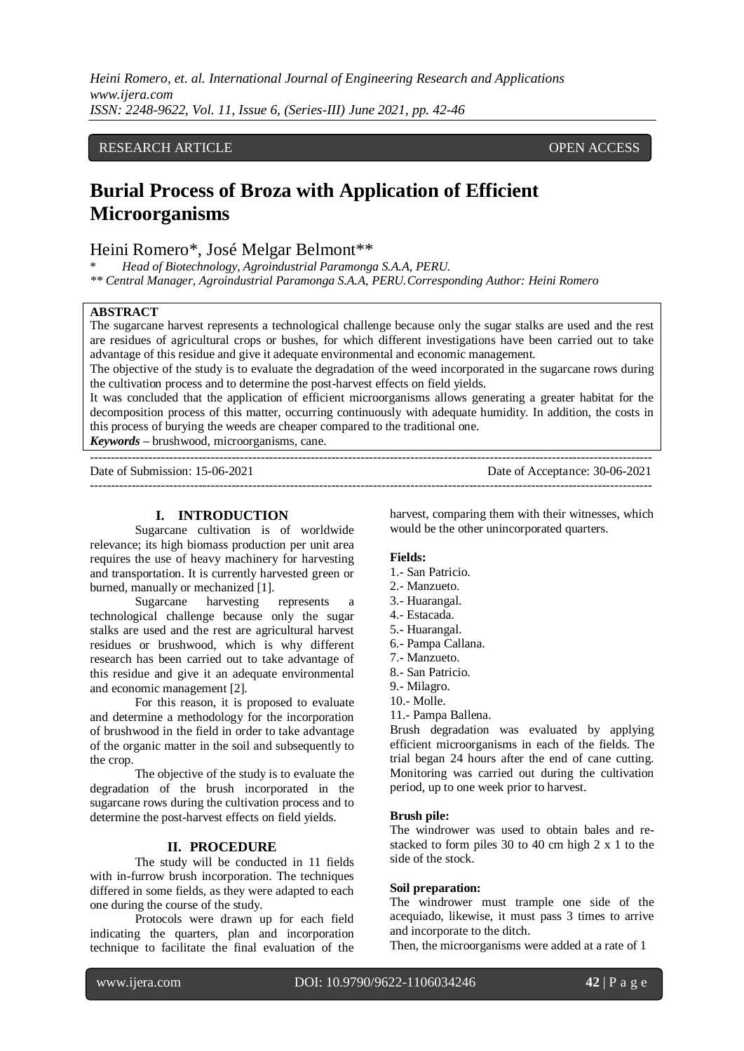RESEARCH ARTICLE OPEN ACCESS

# Burial Process of Broza with Application of Efficient Microorganisms

Heini Romero*, José Melgar Belmont**

\* Head of Biotechnology, Agroindustrial Paramonga S.A.A, PERU.
** Central Manager, Agroindustrial Paramonga S.A.A, PERU. Corresponding Author: Heini Romero

**ABSTRACT**

The sugarcane harvest represents a technological challenge because only the sugar stalks are used and the rest are residues of agricultural crops or bushes, for which different investigations have been carried out to take advantage of this residue and give it adequate environmental and economic management.

The objective of the study is to evaluate the degradation of the weed incorporated in the sugarcane rows during the cultivation process and to determine the post-harvest effects on field yields.

It was concluded that the application of efficient microorganisms allows generating a greater habitat for the decomposition process of this matter, occurring continuously with adequate humidity. In addition, the costs in this process of burying the weeds are cheaper compared to the traditional one.

***Keywords*** – brushwood, microorganisms, cane.

Date of Submission: 15-06-2021 Date of Acceptance: 30-06-2021

## I. INTRODUCTION

Sugarcane cultivation is of worldwide relevance; its high biomass production per unit area requires the use of heavy machinery for harvesting and transportation. It is currently harvested green or burned, manually or mechanized [1].

Sugarcane harvesting represents a technological challenge because only the sugar stalks are used and the rest are agricultural harvest residues or brushwood, which is why different research has been carried out to take advantage of this residue and give it an adequate environmental and economic management [2].

For this reason, it is proposed to evaluate and determine a methodology for the incorporation of brushwood in the field in order to take advantage of the organic matter in the soil and subsequently to the crop.

The objective of the study is to evaluate the degradation of the brush incorporated in the sugarcane rows during the cultivation process and to determine the post-harvest effects on field yields.

## II. PROCEDURE

The study will be conducted in 11 fields with in-furrow brush incorporation. The techniques differed in some fields, as they were adapted to each one during the course of the study.

Protocols were drawn up for each field indicating the quarters, plan and incorporation technique to facilitate the final evaluation of the harvest, comparing them with their witnesses, which would be the other unincorporated quarters.

**Fields:**

1.- San Patricio.
2.- Manzueto.
3.- Huarangal.
4.- Estacada.
5.- Huarangal.
6.- Pampa Callana.
7.- Manzueto.
8.- San Patricio.
9.- Milagro.
10.- Molle.
11.- Pampa Ballena.

Brush degradation was evaluated by applying efficient microorganisms in each of the fields. The trial began 24 hours after the end of cane cutting. Monitoring was carried out during the cultivation period, up to one week prior to harvest.

**Brush pile:**

The windrower was used to obtain bales and re-stacked to form piles 30 to 40 cm high 2 x 1 to the side of the stock.

**Soil preparation:**

The windrower must trample one side of the acequiado, likewise, it must pass 3 times to arrive and incorporate to the ditch.

Then, the microorganisms were added at a rate of 1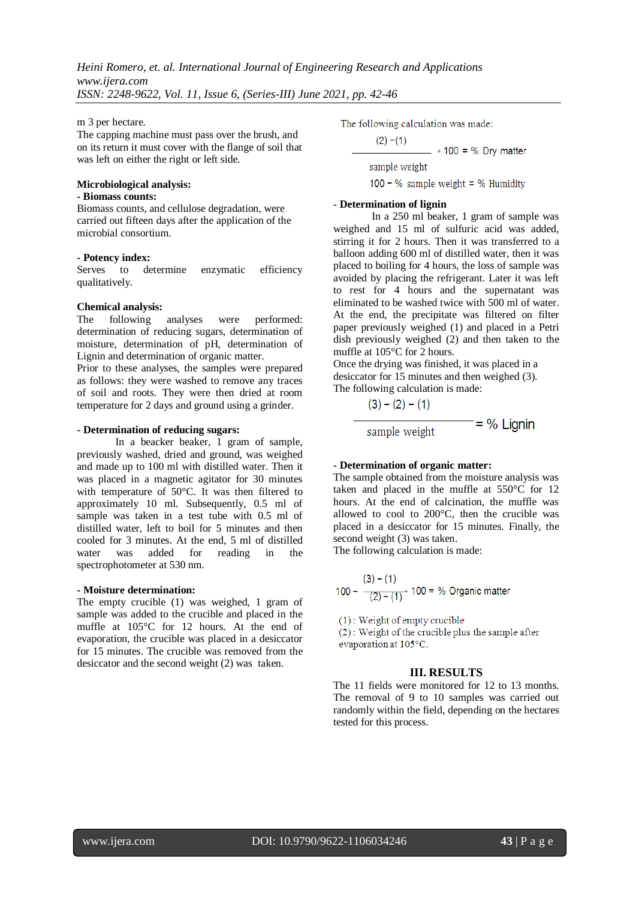m 3 per hectare.
The capping machine must pass over the brush, and on its return it must cover with the flange of soil that was left on either the right or left side.

**Microbiological analysis:**

**- Biomass counts:**

Biomass counts, and cellulose degradation, were carried out fifteen days after the application of the microbial consortium.

**- Potency index:**

Serves to determine enzymatic efficiency qualitatively.

**Chemical analysis:**

The following analyses were performed: determination of reducing sugars, determination of moisture, determination of pH, determination of Lignin and determination of organic matter.
Prior to these analyses, the samples were prepared as follows: they were washed to remove any traces of soil and roots. They were then dried at room temperature for 2 days and ground using a grinder.

**- Determination of reducing sugars:**

In a beacker beaker, 1 gram of sample, previously washed, dried and ground, was weighed and made up to 100 ml with distilled water. Then it was placed in a magnetic agitator for 30 minutes with temperature of 50°C. It was then filtered to approximately 10 ml. Subsequently, 0.5 ml of sample was taken in a test tube with 0.5 ml of distilled water, left to boil for 5 minutes and then cooled for 3 minutes. At the end, 5 ml of distilled water was added for reading in the spectrophotometer at 530 nm.

**- Moisture determination:**

The empty crucible (1) was weighed, 1 gram of sample was added to the crucible and placed in the muffle at 105°C for 12 hours. At the end of evaporation, the crucible was placed in a desiccator for 15 minutes. The crucible was removed from the desiccator and the second weight (2) was taken.

The following calculation was made:

$$\frac{(2)-(1)}{\text{sample weight}} * 100 = \%\ \text{Dry matter}$$

$$100 - \%\ \text{sample weight} = \%\ \text{Humidity}$$

**- Determination of lignin**

In a 250 ml beaker, 1 gram of sample was weighed and 15 ml of sulfuric acid was added, stirring it for 2 hours. Then it was transferred to a balloon adding 600 ml of distilled water, then it was placed to boiling for 4 hours, the loss of sample was avoided by placing the refrigerant. Later it was left to rest for 4 hours and the supernatant was eliminated to be washed twice with 500 ml of water. At the end, the precipitate was filtered on filter paper previously weighed (1) and placed in a Petri dish previously weighed (2) and then taken to the muffle at 105°C for 2 hours.
Once the drying was finished, it was placed in a desiccator for 15 minutes and then weighed (3).
The following calculation is made:

$$\frac{(3)-(2)-(1)}{\text{sample weight}} = \%\ \text{Lignin}$$

**- Determination of organic matter:**

The sample obtained from the moisture analysis was taken and placed in the muffle at 550°C for 12 hours. At the end of calcination, the muffle was allowed to cool to 200°C, then the crucible was placed in a desiccator for 15 minutes. Finally, the second weight (3) was taken.
The following calculation is made:

$$100 - \frac{(3)-(1)}{(2)-(1)} * 100 = \%\ \text{Organic matter}$$

(1): Weight of empty crucible
(2): Weight of the crucible plus the sample after evaporation at 105°C.

## III. RESULTS

The 11 fields were monitored for 12 to 13 months. The removal of 9 to 10 samples was carried out randomly within the field, depending on the hectares tested for this process.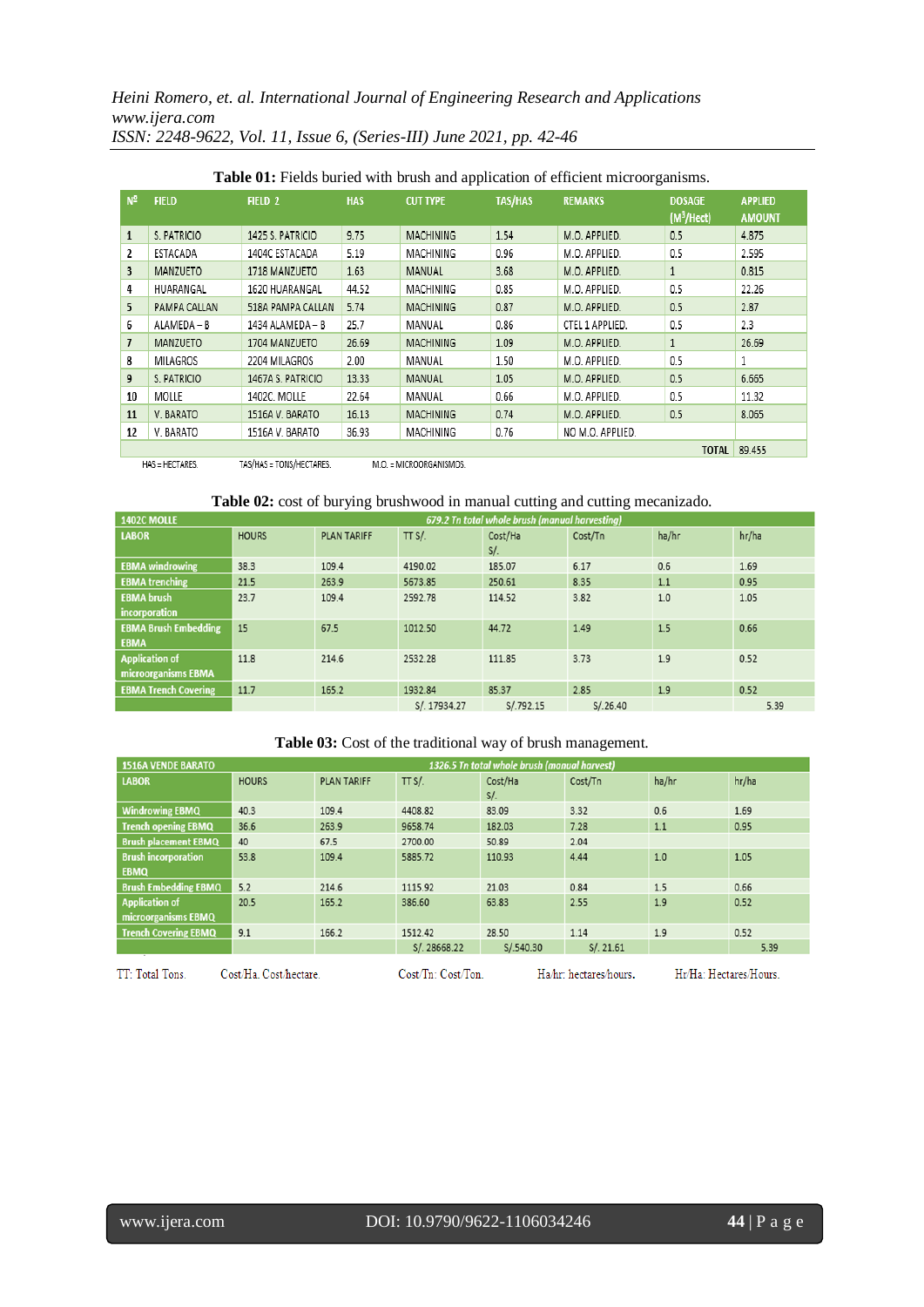**Table 01:** Fields buried with brush and application of efficient microorganisms.

| Nº | FIELD | FIELD 2 | HAS | CUT TYPE | TAS/HAS | REMARKS | DOSAGE ($M^3$/Hect) | APPLIED AMOUNT |
|---|---|---|---|---|---|---|---|---|
| 1 | S. PATRICIO | 1425 S. PATRICIO | 9.75 | MACHINING | 1.54 | M.O. APPLIED. | 0.5 | 4.875 |
| 2 | ESTACADA | 1404C ESTACADA | 5.19 | MACHINING | 0.96 | M.O. APPLIED. | 0.5 | 2.595 |
| 3 | MANZUETO | 1718 MANZUETO | 1.63 | MANUAL | 3.68 | M.O. APPLIED. | 1 | 0.815 |
| 4 | HUARANGAL | 1620 HUARANGAL | 44.52 | MACHINING | 0.85 | M.O. APPLIED. | 0.5 | 22.26 |
| 5 | PAMPA CALLAN | 518A PAMPA CALLAN | 5.74 | MACHINING | 0.87 | M.O. APPLIED. | 0.5 | 2.87 |
| 6 | ALAMEDA – B | 1434 ALAMEDA – B | 25.7 | MANUAL | 0.86 | CTEL 1 APPLIED. | 0.5 | 2.3 |
| 7 | MANZUETO | 1704 MANZUETO | 26.69 | MACHINING | 1.09 | M.O. APPLIED. | 1 | 26.69 |
| 8 | MILAGROS | 2204 MILAGROS | 2.00 | MANUAL | 1.50 | M.O. APPLIED. | 0.5 | 1 |
| 9 | S. PATRICIO | 1467A S. PATRICIO | 13.33 | MANUAL | 1.05 | M.O. APPLIED. | 0.5 | 6.665 |
| 10 | MOLLE | 1402C. MOLLE | 22.64 | MANUAL | 0.66 | M.O. APPLIED. | 0.5 | 11.32 |
| 11 | V. BARATO | 1516A V. BARATO | 16.13 | MACHINING | 0.74 | M.O. APPLIED. | 0.5 | 8.065 |
| 12 | V. BARATO | 1516A V. BARATO | 36.93 | MACHINING | 0.76 | NO M.O. APPLIED. | | |
| | | | | | | | TOTAL | 89.455 |

HAS = HECTARES. TAS/HAS = TONS/HECTARES. M.O. = MICROORGANISMOS.

**Table 02:** cost of burying brushwood in manual cutting and cutting mecanizado.

| 1402C MOLLE | 679.2 Tn total whole brush (manual harvesting) | | | | | | |
|---|---|---|---|---|---|---|---|
| LABOR | HOURS | PLAN TARIFF | TT S/. | Cost/Ha S/. | Cost/Tn | ha/hr | hr/ha |
| EBMA windrowing | 38.3 | 109.4 | 4190.02 | 185.07 | 6.17 | 0.6 | 1.69 |
| EBMA trenching | 21.5 | 263.9 | 5673.85 | 250.61 | 8.35 | 1.1 | 0.95 |
| EBMA brush incorporation | 23.7 | 109.4 | 2592.78 | 114.52 | 3.82 | 1.0 | 1.05 |
| EBMA Brush Embedding EBMA | 15 | 67.5 | 1012.50 | 44.72 | 1.49 | 1.5 | 0.66 |
| Application of microorganisms EBMA | 11.8 | 214.6 | 2532.28 | 111.85 | 3.73 | 1.9 | 0.52 |
| EBMA Trench Covering | 11.7 | 165.2 | 1932.84 | 85.37 | 2.85 | 1.9 | 0.52 |
| | | | S/. 17934.27 | S/.792.15 | S/.26.40 | | 5.39 |

**Table 03:** Cost of the traditional way of brush management.

| 1516A VENDE BARATO | 1326.5 Tn total whole brush (manual harvest) | | | | | | |
|---|---|---|---|---|---|---|---|
| LABOR | HOURS | PLAN TARIFF | TT S/. | Cost/Ha S/. | Cost/Tn | ha/hr | hr/ha |
| Windrowing EBMQ | 40.3 | 109.4 | 4408.82 | 83.09 | 3.32 | 0.6 | 1.69 |
| Trench opening EBMQ | 36.6 | 263.9 | 9658.74 | 182.03 | 7.28 | 1.1 | 0.95 |
| Brush placement EBMQ | 40 | 67.5 | 2700.00 | 50.89 | 2.04 | | |
| Brush incorporation EBMQ | 53.8 | 109.4 | 5885.72 | 110.93 | 4.44 | 1.0 | 1.05 |
| Brush Embedding EBMQ | 5.2 | 214.6 | 1115.92 | 21.03 | 0.84 | 1.5 | 0.66 |
| Application of microorganisms EBMQ | 20.5 | 165.2 | 386.60 | 63.83 | 2.55 | 1.9 | 0.52 |
| Trench Covering EBMQ | 9.1 | 166.2 | 1512.42 | 28.50 | 1.14 | 1.9 | 0.52 |
| | | | S/. 28668.22 | S/.540.30 | S/. 21.61 | | 5.39 |

TT: Total Tons. Cost/Ha. Cost/hectare. Cost/Tn: Cost/Ton. Ha/hr: hectares/hours. Hr/Ha: Hectares/Hours.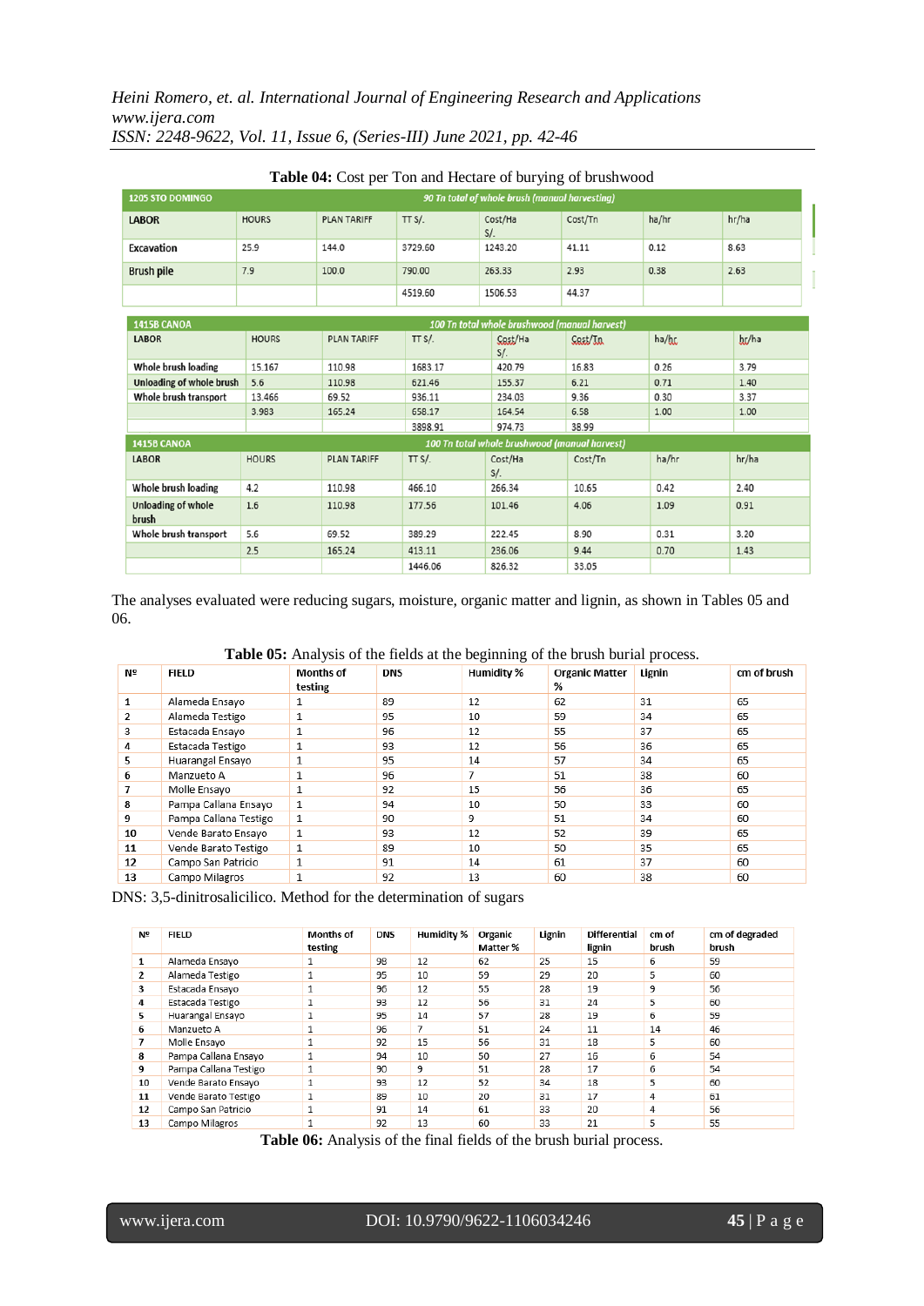**Table 04:** Cost per Ton and Hectare of burying of brushwood

| 1205 STO DOMINGO | 90 Tn total of whole brush (manual harvesting) | | | | | | |
|---|---|---|---|---|---|---|---|
| LABOR | HOURS | PLAN TARIFF | TT S/. | Cost/Ha S/. | Cost/Tn | ha/hr | hr/ha |
| Excavation | 25.9 | 144.0 | 3729.60 | 1243.20 | 41.11 | 0.12 | 8.63 |
| Brush pile | 7.9 | 100.0 | 790.00 | 263.33 | 2.93 | 0.38 | 2.63 |
| | | | 4519.60 | 1506.53 | 44.37 | | |

| 1415B CANOA | 100 Tn total whole brushwood (manual harvest) | | | | | | |
|---|---|---|---|---|---|---|---|
| LABOR | HOURS | PLAN TARIFF | TT S/. | Cost/Ha S/. | Cost/Tn | ha/hr | hr/ha |
| Whole brush loading | 15.167 | 110.98 | 1683.17 | 420.79 | 16.83 | 0.26 | 3.79 |
| Unloading of whole brush | 5.6 | 110.98 | 621.46 | 155.37 | 6.21 | 0.71 | 1.40 |
| Whole brush transport | 13.466 | 69.52 | 936.11 | 234.03 | 9.36 | 0.30 | 3.37 |
| | 3.983 | 165.24 | 658.17 | 164.54 | 6.58 | 1.00 | 1.00 |
| | | | 3898.91 | 974.73 | 38.99 | | |

| 1415B CANOA | 100 Tn total whole brushwood (manual harvest) | | | | | | |
|---|---|---|---|---|---|---|---|
| LABOR | HOURS | PLAN TARIFF | TT S/. | Cost/Ha S/. | Cost/Tn | ha/hr | hr/ha |
| Whole brush loading | 4.2 | 110.98 | 466.10 | 266.34 | 10.65 | 0.42 | 2.40 |
| Unloading of whole brush | 1.6 | 110.98 | 177.56 | 101.46 | 4.06 | 1.09 | 0.91 |
| Whole brush transport | 5.6 | 69.52 | 389.29 | 222.45 | 8.90 | 0.31 | 3.20 |
| | 2.5 | 165.24 | 413.11 | 236.06 | 9.44 | 0.70 | 1.43 |
| | | | 1446.06 | 826.32 | 33.05 | | |

The analyses evaluated were reducing sugars, moisture, organic matter and lignin, as shown in Tables 05 and 06.

**Table 05:** Analysis of the fields at the beginning of the brush burial process.

| Nº | FIELD | Months of testing | DNS | Humidity % | Organic Matter % | Lignin | cm of brush |
|---|---|---|---|---|---|---|---|
| 1 | Alameda Ensayo | 1 | 89 | 12 | 62 | 31 | 65 |
| 2 | Alameda Testigo | 1 | 95 | 10 | 59 | 34 | 65 |
| 3 | Estacada Ensayo | 1 | 96 | 12 | 55 | 37 | 65 |
| 4 | Estacada Testigo | 1 | 93 | 12 | 56 | 36 | 65 |
| 5 | Huarangal Ensayo | 1 | 95 | 14 | 57 | 34 | 65 |
| 6 | Manzueto A | 1 | 96 | 7 | 51 | 38 | 60 |
| 7 | Molle Ensayo | 1 | 92 | 15 | 56 | 36 | 65 |
| 8 | Pampa Callana Ensayo | 1 | 94 | 10 | 50 | 33 | 60 |
| 9 | Pampa Callana Testigo | 1 | 90 | 9 | 51 | 34 | 60 |
| 10 | Vende Barato Ensayo | 1 | 93 | 12 | 52 | 39 | 65 |
| 11 | Vende Barato Testigo | 1 | 89 | 10 | 50 | 35 | 65 |
| 12 | Campo San Patricio | 1 | 91 | 14 | 61 | 37 | 60 |
| 13 | Campo Milagros | 1 | 92 | 13 | 60 | 38 | 60 |

DNS: 3,5-dinitrosalicilico. Method for the determination of sugars

| Nº | FIELD | Months of testing | DNS | Humidity % | Organic Matter % | Lignin | Differential lignin | cm of brush | cm of degraded brush |
|---|---|---|---|---|---|---|---|---|---|
| 1 | Alameda Ensayo | 1 | 98 | 12 | 62 | 25 | 15 | 6 | 59 |
| 2 | Alameda Testigo | 1 | 95 | 10 | 59 | 29 | 20 | 5 | 60 |
| 3 | Estacada Ensayo | 1 | 96 | 12 | 55 | 28 | 19 | 9 | 56 |
| 4 | Estacada Testigo | 1 | 93 | 12 | 56 | 31 | 24 | 5 | 60 |
| 5 | Huarangal Ensayo | 1 | 95 | 14 | 57 | 28 | 19 | 6 | 59 |
| 6 | Manzueto A | 1 | 96 | 7 | 51 | 24 | 11 | 14 | 46 |
| 7 | Molle Ensayo | 1 | 92 | 15 | 56 | 31 | 18 | 5 | 60 |
| 8 | Pampa Callana Ensayo | 1 | 94 | 10 | 50 | 27 | 16 | 6 | 54 |
| 9 | Pampa Callana Testigo | 1 | 90 | 9 | 51 | 28 | 17 | 6 | 54 |
| 10 | Vende Barato Ensayo | 1 | 93 | 12 | 52 | 34 | 18 | 5 | 60 |
| 11 | Vende Barato Testigo | 1 | 89 | 10 | 20 | 31 | 17 | 4 | 61 |
| 12 | Campo San Patricio | 1 | 91 | 14 | 61 | 33 | 20 | 4 | 56 |
| 13 | Campo Milagros | 1 | 92 | 13 | 60 | 33 | 21 | 5 | 55 |

**Table 06:** Analysis of the final fields of the brush burial process.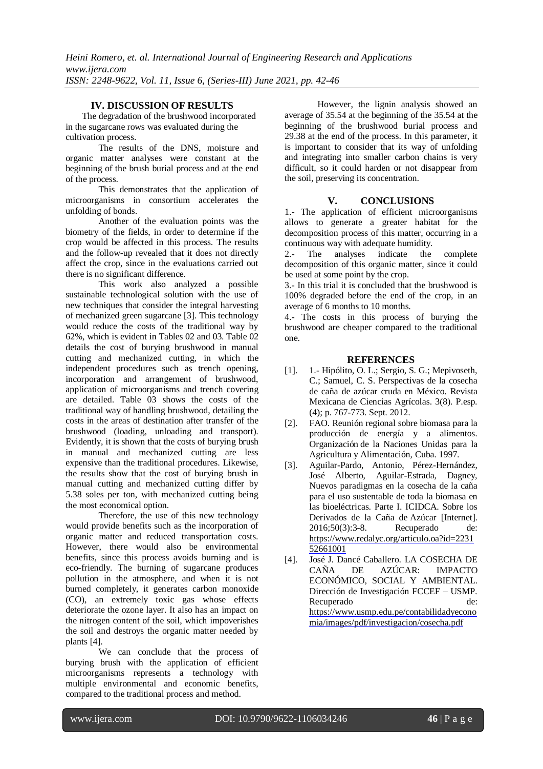## IV. DISCUSSION OF RESULTS

The degradation of the brushwood incorporated in the sugarcane rows was evaluated during the cultivation process.

The results of the DNS, moisture and organic matter analyses were constant at the beginning of the brush burial process and at the end of the process.

This demonstrates that the application of microorganisms in consortium accelerates the unfolding of bonds.

Another of the evaluation points was the biometry of the fields, in order to determine if the crop would be affected in this process. The results and the follow-up revealed that it does not directly affect the crop, since in the evaluations carried out there is no significant difference.

This work also analyzed a possible sustainable technological solution with the use of new techniques that consider the integral harvesting of mechanized green sugarcane [3]. This technology would reduce the costs of the traditional way by 62%, which is evident in Tables 02 and 03. Table 02 details the cost of burying brushwood in manual cutting and mechanized cutting, in which the independent procedures such as trench opening, incorporation and arrangement of brushwood, application of microorganisms and trench covering are detailed. Table 03 shows the costs of the traditional way of handling brushwood, detailing the costs in the areas of destination after transfer of the brushwood (loading, unloading and transport). Evidently, it is shown that the costs of burying brush in manual and mechanized cutting are less expensive than the traditional procedures. Likewise, the results show that the cost of burying brush in manual cutting and mechanized cutting differ by 5.38 soles per ton, with mechanized cutting being the most economical option.

Therefore, the use of this new technology would provide benefits such as the incorporation of organic matter and reduced transportation costs. However, there would also be environmental benefits, since this process avoids burning and is eco-friendly. The burning of sugarcane produces pollution in the atmosphere, and when it is not burned completely, it generates carbon monoxide (CO), an extremely toxic gas whose effects deteriorate the ozone layer. It also has an impact on the nitrogen content of the soil, which impoverishes the soil and destroys the organic matter needed by plants [4].

We can conclude that the process of burying brush with the application of efficient microorganisms represents a technology with multiple environmental and economic benefits, compared to the traditional process and method.

However, the lignin analysis showed an average of 35.54 at the beginning of the 35.54 at the beginning of the brushwood burial process and 29.38 at the end of the process. In this parameter, it is important to consider that its way of unfolding and integrating into smaller carbon chains is very difficult, so it could harden or not disappear from the soil, preserving its concentration.

## V. CONCLUSIONS

1.- The application of efficient microorganisms allows to generate a greater habitat for the decomposition process of this matter, occurring in a continuous way with adequate humidity.

2.- The analyses indicate the complete decomposition of this organic matter, since it could be used at some point by the crop.

3.- In this trial it is concluded that the brushwood is 100% degraded before the end of the crop, in an average of 6 months to 10 months.

4.- The costs in this process of burying the brushwood are cheaper compared to the traditional one.

## REFERENCES

[1]. 1.- Hipólito, O. L.; Sergio, S. G.; Mepivoseth, C.; Samuel, C. S. Perspectivas de la cosecha de caña de azúcar cruda en México. Revista Mexicana de Ciencias Agrícolas. 3(8). P.esp. (4); p. 767-773. Sept. 2012.

[2]. FAO. Reunión regional sobre biomasa para la producción de energía y a alimentos. Organización de la Naciones Unidas para la Agricultura y Alimentación, Cuba. 1997.

[3]. Aguilar-Pardo, Antonio, Pérez-Hernández, José Alberto, Aguilar-Estrada, Dagney, Nuevos paradigmas en la cosecha de la caña para el uso sustentable de toda la biomasa en las bioeléctricas. Parte I. ICIDCA. Sobre los Derivados de la Caña de Azúcar [Internet]. 2016;50(3):3-8. Recuperado de: https://www.redalyc.org/articulo.oa?id=223152661001

[4]. José J. Dancé Caballero. LA COSECHA DE CAÑA DE AZÚCAR: IMPACTO ECONÓMICO, SOCIAL Y AMBIENTAL. Dirección de Investigación FCCEF – USMP. Recuperado de: https://www.usmp.edu.pe/contabilidadyeconomia/images/pdf/investigacion/cosecha.pdf